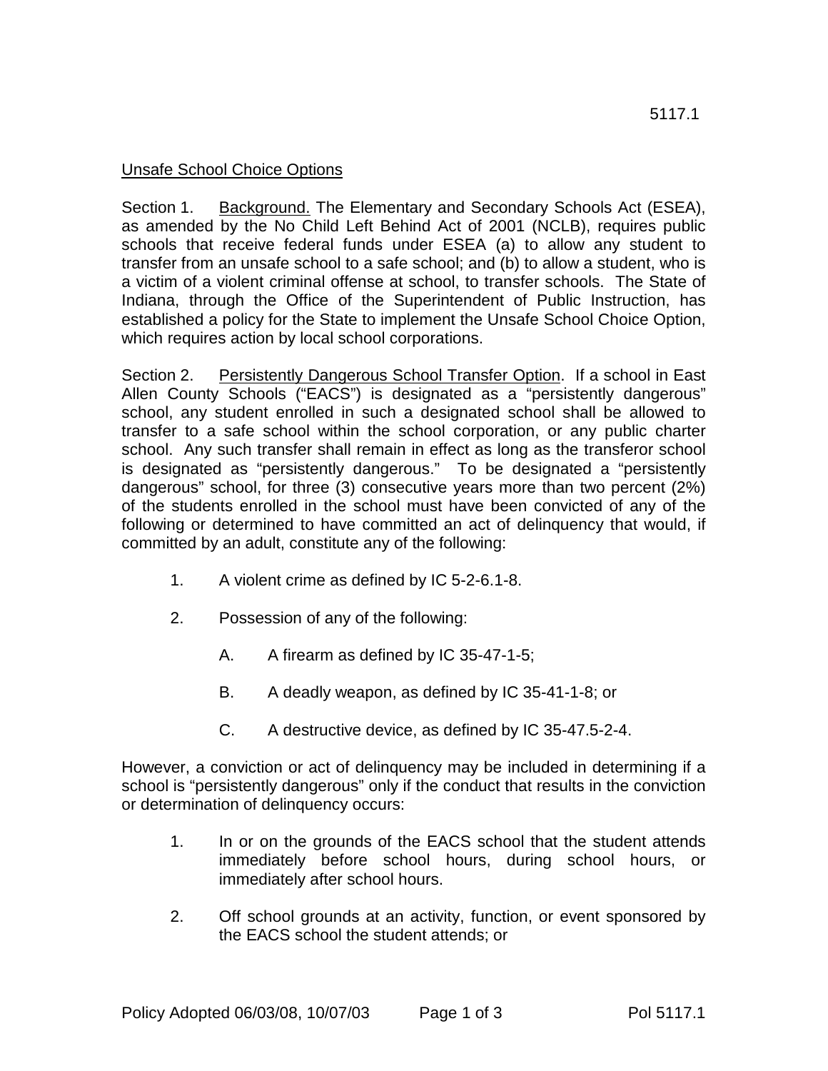5117.1

# Unsafe School Choice Options

Section 1. Background. The Elementary and Secondary Schools Act (ESEA), as amended by the No Child Left Behind Act of 2001 (NCLB), requires public schools that receive federal funds under ESEA (a) to allow any student to transfer from an unsafe school to a safe school; and (b) to allow a student, who is a victim of a violent criminal offense at school, to transfer schools. The State of Indiana, through the Office of the Superintendent of Public Instruction, has established a policy for the State to implement the Unsafe School Choice Option, which requires action by local school corporations.

Section 2. Persistently Dangerous School Transfer Option. If a school in East Allen County Schools ("EACS") is designated as a "persistently dangerous" school, any student enrolled in such a designated school shall be allowed to transfer to a safe school within the school corporation, or any public charter school. Any such transfer shall remain in effect as long as the transferor school is designated as "persistently dangerous." To be designated a "persistently dangerous" school, for three (3) consecutive years more than two percent (2%) of the students enrolled in the school must have been convicted of any of the following or determined to have committed an act of delinquency that would, if committed by an adult, constitute any of the following:

1. A violent crime as defined by IC 5-2-6.1-8.
2. Possession of any of the following:
   - A. A firearm as defined by IC 35-47-1-5;
   - B. A deadly weapon, as defined by IC 35-41-1-8; or
   - C. A destructive device, as defined by IC 35-47.5-2-4.

However, a conviction or act of delinquency may be included in determining if a school is "persistently dangerous" only if the conduct that results in the conviction or determination of delinquency occurs:

1. In or on the grounds of the EACS school that the student attends immediately before school hours, during school hours, or immediately after school hours.
2. Off school grounds at an activity, function, or event sponsored by the EACS school the student attends; or

Policy Adopted 06/03/08, 10/07/03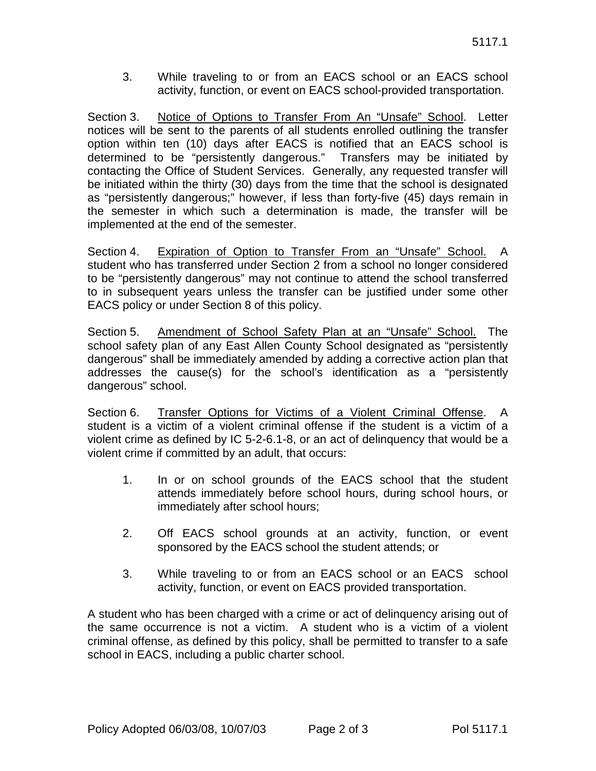3. While traveling to or from an EACS school or an EACS school activity, function, or event on EACS school-provided transportation.

Section 3. Notice of Options to Transfer From An "Unsafe" School. Letter notices will be sent to the parents of all students enrolled outlining the transfer option within ten (10) days after EACS is notified that an EACS school is determined to be "persistently dangerous." Transfers may be initiated by contacting the Office of Student Services. Generally, any requested transfer will be initiated within the thirty (30) days from the time that the school is designated as "persistently dangerous;" however, if less than forty-five (45) days remain in the semester in which such a determination is made, the transfer will be implemented at the end of the semester.

Section 4. Expiration of Option to Transfer From an "Unsafe" School. A student who has transferred under Section 2 from a school no longer considered to be "persistently dangerous" may not continue to attend the school transferred to in subsequent years unless the transfer can be justified under some other EACS policy or under Section 8 of this policy.

Section 5. Amendment of School Safety Plan at an "Unsafe" School. The school safety plan of any East Allen County School designated as "persistently dangerous" shall be immediately amended by adding a corrective action plan that addresses the cause(s) for the school's identification as a "persistently dangerous" school.

Section 6. Transfer Options for Victims of a Violent Criminal Offense. A student is a victim of a violent criminal offense if the student is a victim of a violent crime as defined by IC 5-2-6.1-8, or an act of delinquency that would be a violent crime if committed by an adult, that occurs:

1. In or on school grounds of the EACS school that the student attends immediately before school hours, during school hours, or immediately after school hours;

2. Off EACS school grounds at an activity, function, or event sponsored by the EACS school the student attends; or

3. While traveling to or from an EACS school or an EACS school activity, function, or event on EACS provided transportation.

A student who has been charged with a crime or act of delinquency arising out of the same occurrence is not a victim. A student who is a victim of a violent criminal offense, as defined by this policy, shall be permitted to transfer to a safe school in EACS, including a public charter school.

Policy Adopted 06/03/08, 10/07/03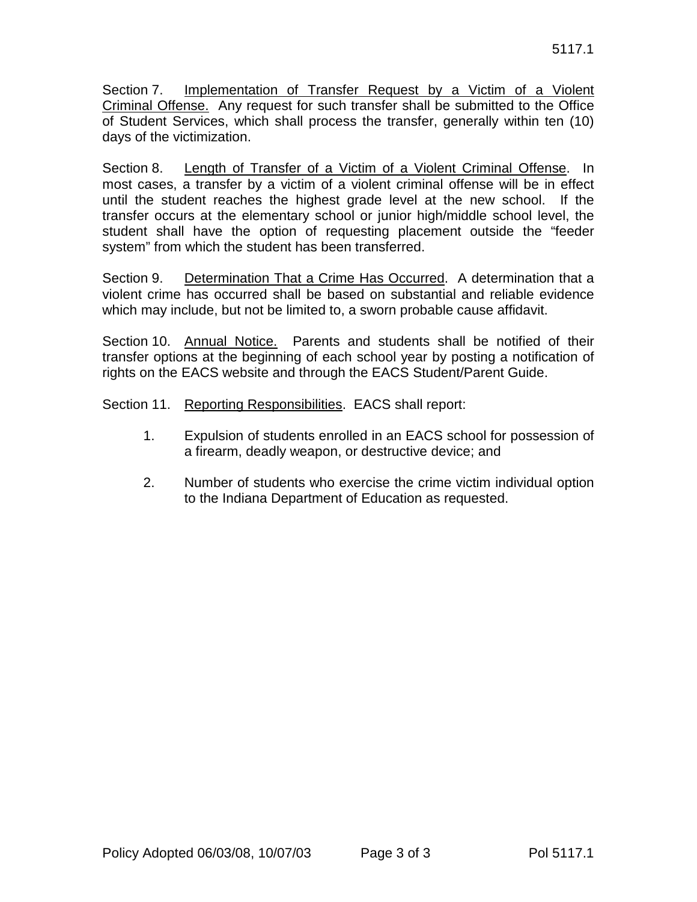Section 7. Implementation of Transfer Request by a Victim of a Violent Criminal Offense. Any request for such transfer shall be submitted to the Office of Student Services, which shall process the transfer, generally within ten (10) days of the victimization.

Section 8. Length of Transfer of a Victim of a Violent Criminal Offense. In most cases, a transfer by a victim of a violent criminal offense will be in effect until the student reaches the highest grade level at the new school. If the transfer occurs at the elementary school or junior high/middle school level, the student shall have the option of requesting placement outside the "feeder system" from which the student has been transferred.

Section 9. Determination That a Crime Has Occurred. A determination that a violent crime has occurred shall be based on substantial and reliable evidence which may include, but not be limited to, a sworn probable cause affidavit.

Section 10. Annual Notice. Parents and students shall be notified of their transfer options at the beginning of each school year by posting a notification of rights on the EACS website and through the EACS Student/Parent Guide.

Section 11. Reporting Responsibilities. EACS shall report:

1. Expulsion of students enrolled in an EACS school for possession of a firearm, deadly weapon, or destructive device; and

2. Number of students who exercise the crime victim individual option to the Indiana Department of Education as requested.

Policy Adopted 06/03/08, 10/07/03